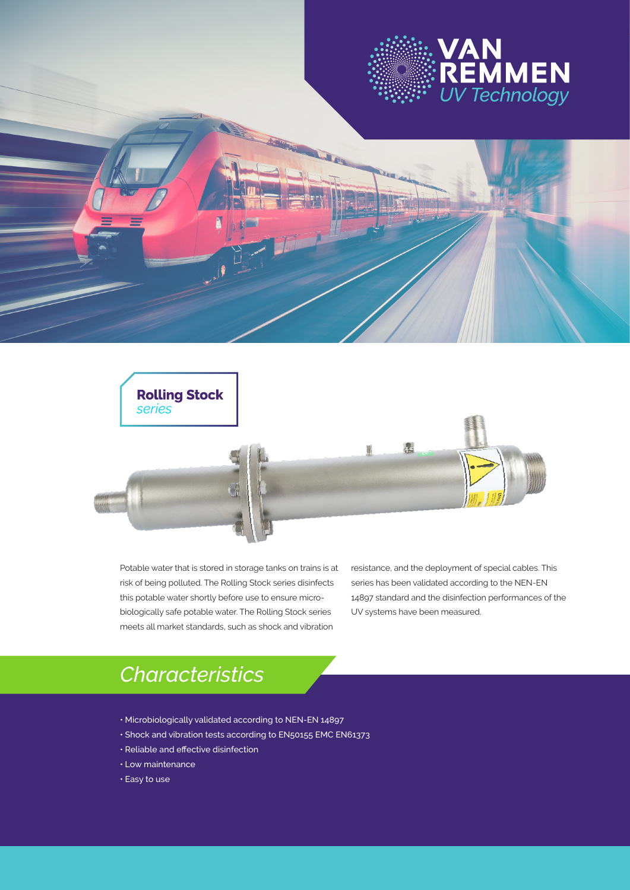VAN REMMEN *UV Technology*

# Rolling Stock *series*

Potable water that is stored in storage tanks on trains is at risk of being polluted. The Rolling Stock series disinfects this potable water shortly before use to ensure micro-biologically safe potable water. The Rolling Stock series meets all market standards, such as shock and vibration resistance, and the deployment of special cables. This series has been validated according to the NEN-EN 14897 standard and the disinfection performances of the UV systems have been measured.

## *Characteristics*

- Microbiologically validated according to NEN-EN 14897
- Shock and vibration tests according to EN50155 EMC EN61373
- Reliable and effective disinfection
- Low maintenance
- Easy to use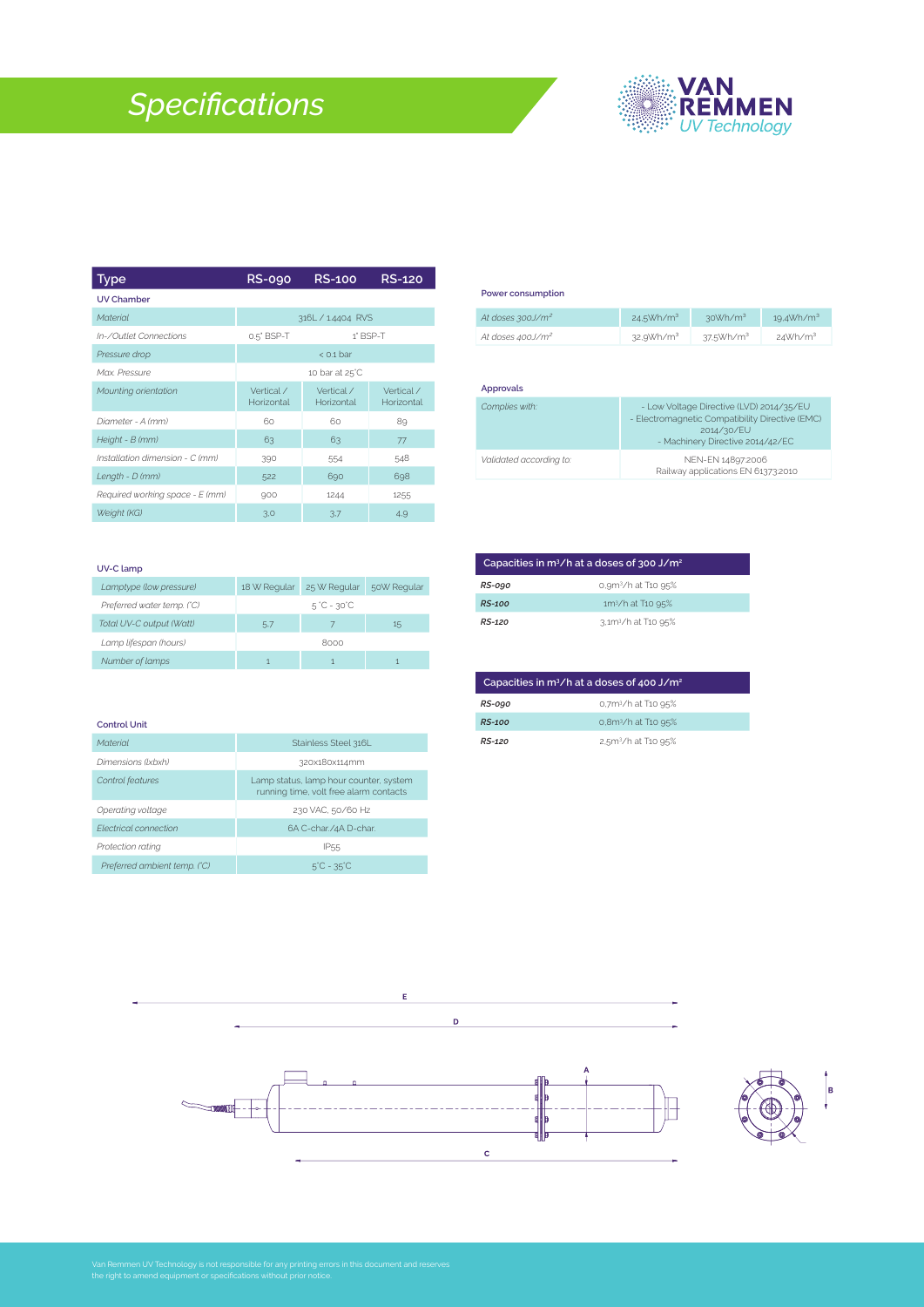# Specifications

VAN REMMEN UV Technology

| Type | RS-090 | RS-100 | RS-120 |
|---|---|---|---|
| **UV Chamber** | | | |
| *Material* | 316L / 1.4404 RVS | | |
| *In-/Outlet Connections* | 0,5" BSP-T | 1" BSP-T | |
| *Pressure drop* | < 0,1 bar | | |
| *Max. Pressure* | 10 bar at 25°C | | |
| *Mounting orientation* | Vertical / Horizontal | Vertical / Horizontal | Vertical / Horizontal |
| *Diameter - A (mm)* | 60 | 60 | 89 |
| *Height - B (mm)* | 63 | 63 | 77 |
| *Installation dimension - C (mm)* | 390 | 554 | 548 |
| *Length - D (mm)* | 522 | 690 | 698 |
| *Required working space - E (mm)* | 900 | 1244 | 1255 |
| *Weight (KG)* | 3,0 | 3,7 | 4,9 |

**UV-C lamp**

| | | | |
|---|---|---|---|
| *Lamptype (low pressure)* | 18 W Regular | 25 W Regular | 50W Regular |
| *Preferred water temp. (°C)* | 5 °C - 30°C | | |
| *Total UV-C output (Watt)* | 5,7 | 7 | 15 |
| *Lamp lifespan (hours)* | 8000 | | |
| *Number of lamps* | 1 | 1 | 1 |

**Control Unit**

| | |
|---|---|
| *Material* | Stainless Steel 316L |
| *Dimensions (lxbxh)* | 320x180x114mm |
| *Control features* | Lamp status, lamp hour counter, system running time, volt free alarm contacts |
| *Operating voltage* | 230 VAC, 50/60 Hz |
| *Electrical connection* | 6A C-char./4A D-char. |
| *Protection rating* | IP55 |
| *Preferred ambient temp. (°C)* | 5°C - 35°C |

**Power consumption**

| | | | |
|---|---|---|---|
| *At doses 300J/m²* | 24,5Wh/m³ | 30Wh/m³ | 19,4Wh/m³ |
| *At doses 400J/m²* | 32,9Wh/m³ | 37,5Wh/m³ | 24Wh/m³ |

**Approvals**

| | |
|---|---|
| *Complies with:* | - Low Voltage Directive (LVD) 2014/35/EU<br>- Electromagnetic Compatibility Directive (EMC) 2014/30/EU<br>- Machinery Directive 2014/42/EC |
| *Validated according to:* | NEN-EN 14897:2006<br>Railway applications EN 61373:2010 |

| Capacities in m³/h at a doses of 300 J/m² | |
|---|---|
| *RS-090* | 0,9m³/h at T10 95% |
| *RS-100* | 1m³/h at T10 95% |
| *RS-120* | 3,1m³/h at T10 95% |

| Capacities in m³/h at a doses of 400 J/m² | |
|---|---|
| *RS-090* | 0,7m³/h at T10 95% |
| *RS-100* | 0,8m³/h at T10 95% |
| *RS-120* | 2,5m³/h at T10 95% |

E
D
A
B
C

Van Remmen UV Technology is not responsible for any printing errors in this document and reserves the right to amend equipment or specifications without prior notice.